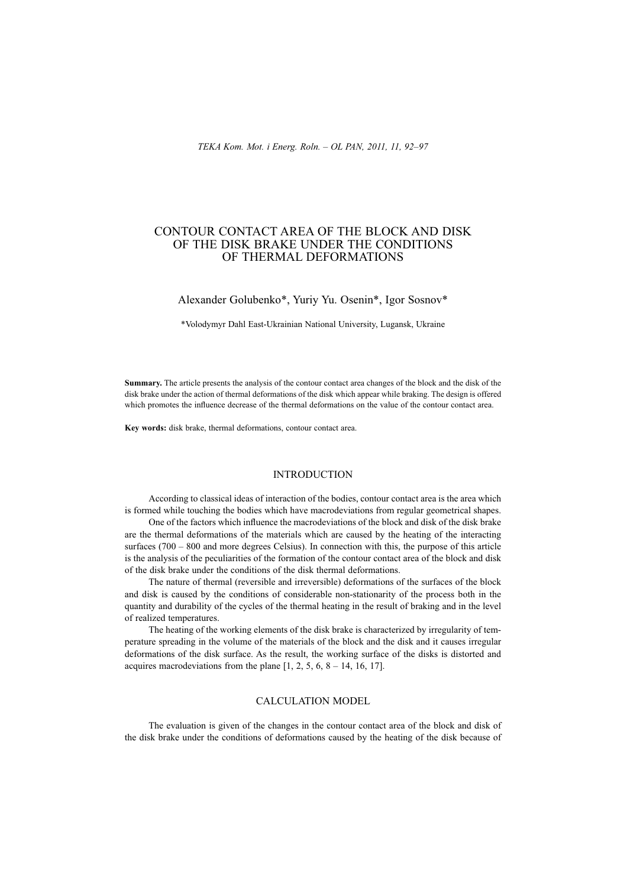# CONTOUR CONTACT AREA OF THE BLOCK AND DISK OF THE DISK BRAKE UNDER THE CONDITIONS OF THERMAL DEFORMATIONS

Alexander Golubenko*, Yuriy Yu. Osenin*, Igor Sosnov*

*Volodymyr Dahl East-Ukrainian National University, Lugansk, Ukraine

**Summary.** The article presents the analysis of the contour contact area changes of the block and the disk of the disk brake under the action of thermal deformations of the disk which appear while braking. The design is offered which promotes the influence decrease of the thermal deformations on the value of the contour contact area.

**Key words:** disk brake, thermal deformations, contour contact area.

## INTRODUCTION

According to classical ideas of interaction of the bodies, contour contact area is the area which is formed while touching the bodies which have macrodeviations from regular geometrical shapes.

One of the factors which influence the macrodeviations of the block and disk of the disk brake are the thermal deformations of the materials which are caused by the heating of the interacting surfaces (700 – 800 and more degrees Celsius). In connection with this, the purpose of this article is the analysis of the peculiarities of the formation of the contour contact area of the block and disk of the disk brake under the conditions of the disk thermal deformations.

The nature of thermal (reversible and irreversible) deformations of the surfaces of the block and disk is caused by the conditions of considerable non-stationarity of the process both in the quantity and durability of the cycles of the thermal heating in the result of braking and in the level of realized temperatures.

The heating of the working elements of the disk brake is characterized by irregularity of temperature spreading in the volume of the materials of the block and the disk and it causes irregular deformations of the disk surface. As the result, the working surface of the disks is distorted and acquires macrodeviations from the plane [1, 2, 5, 6, 8 – 14, 16, 17].

## CALCULATION MODEL

The evaluation is given of the changes in the contour contact area of the block and disk of the disk brake under the conditions of deformations caused by the heating of the disk because of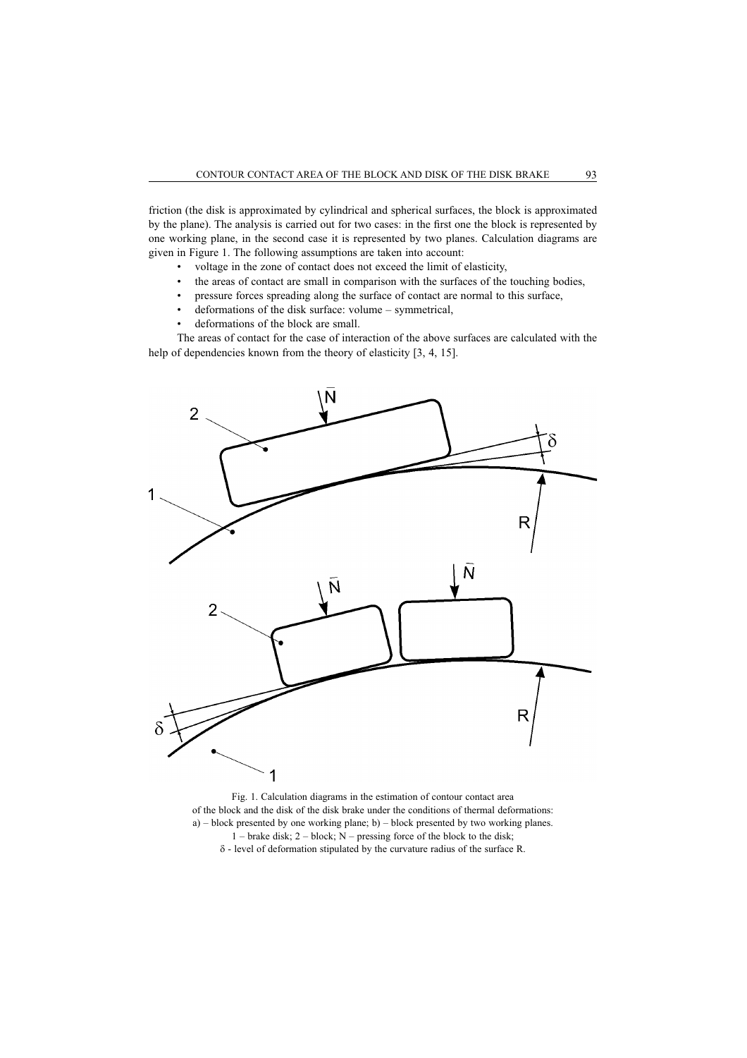friction (the disk is approximated by cylindrical and spherical surfaces, the block is approximated by the plane). The analysis is carried out for two cases: in the first one the block is represented by one working plane, in the second case it is represented by two planes. Calculation diagrams are given in Figure 1. The following assumptions are taken into account:

- voltage in the zone of contact does not exceed the limit of elasticity,
- the areas of contact are small in comparison with the surfaces of the touching bodies,
- pressure forces spreading along the surface of contact are normal to this surface,
- deformations of the disk surface: volume – symmetrical,
- deformations of the block are small.

The areas of contact for the case of interaction of the above surfaces are calculated with the help of dependencies known from the theory of elasticity [3, 4, 15].

2

$\bar{N}$

$\delta$

1

R

2

$\bar{N}$

$\bar{N}$

$\delta$

R

1

Fig. 1. Calculation diagrams in the estimation of contour contact area of the block and the disk of the disk brake under the conditions of thermal deformations: a) – block presented by one working plane; b) – block presented by two working planes. 1 – brake disk; 2 – block; N – pressing force of the block to the disk; $\delta$ - level of deformation stipulated by the curvature radius of the surface R.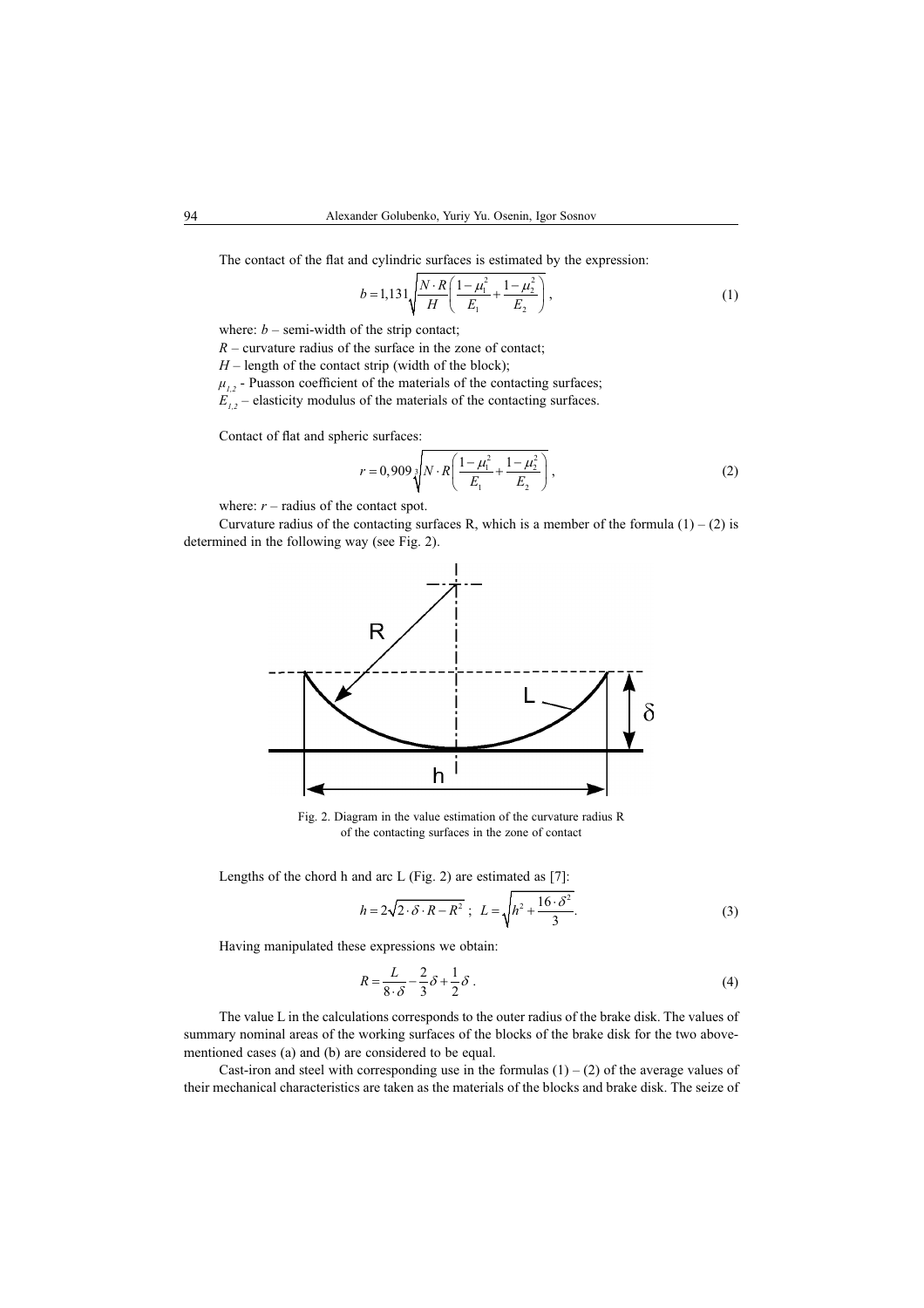The contact of the flat and cylindric surfaces is estimated by the expression:

$$b = 1{,}131\sqrt{\frac{N \cdot R}{H}\left(\frac{1-\mu_1^2}{E_1} + \frac{1-\mu_2^2}{E_2}\right)}, \tag{1}$$

where: $b$ – semi-width of the strip contact;

$R$ – curvature radius of the surface in the zone of contact;

$H$ – length of the contact strip (width of the block);

$\mu_{1,2}$ - Puasson coefficient of the materials of the contacting surfaces;

$E_{1,2}$ – elasticity modulus of the materials of the contacting surfaces.

Contact of flat and spheric surfaces:

$$r = 0{,}909\sqrt[3]{N \cdot R\left(\frac{1-\mu_1^2}{E_1} + \frac{1-\mu_2^2}{E_2}\right)}, \tag{2}$$

where: $r$ – radius of the contact spot.

Curvature radius of the contacting surfaces R, which is a member of the formula (1) – (2) is determined in the following way (see Fig. 2).

R

L

δ

h

Fig. 2. Diagram in the value estimation of the curvature radius R of the contacting surfaces in the zone of contact

Lengths of the chord h and arc L (Fig. 2) are estimated as [7]:

$$h = 2\sqrt{2 \cdot \delta \cdot R - R^2}\ ; \ \ L = \sqrt{h^2 + \frac{16 \cdot \delta^2}{3}}. \tag{3}$$

Having manipulated these expressions we obtain:

$$R = \frac{L}{8 \cdot \delta} - \frac{2}{3}\delta + \frac{1}{2}\delta\ . \tag{4}$$

The value L in the calculations corresponds to the outer radius of the brake disk. The values of summary nominal areas of the working surfaces of the blocks of the brake disk for the two above-mentioned cases (a) and (b) are considered to be equal.

Cast-iron and steel with corresponding use in the formulas (1) – (2) of the average values of their mechanical characteristics are taken as the materials of the blocks and brake disk. The seize of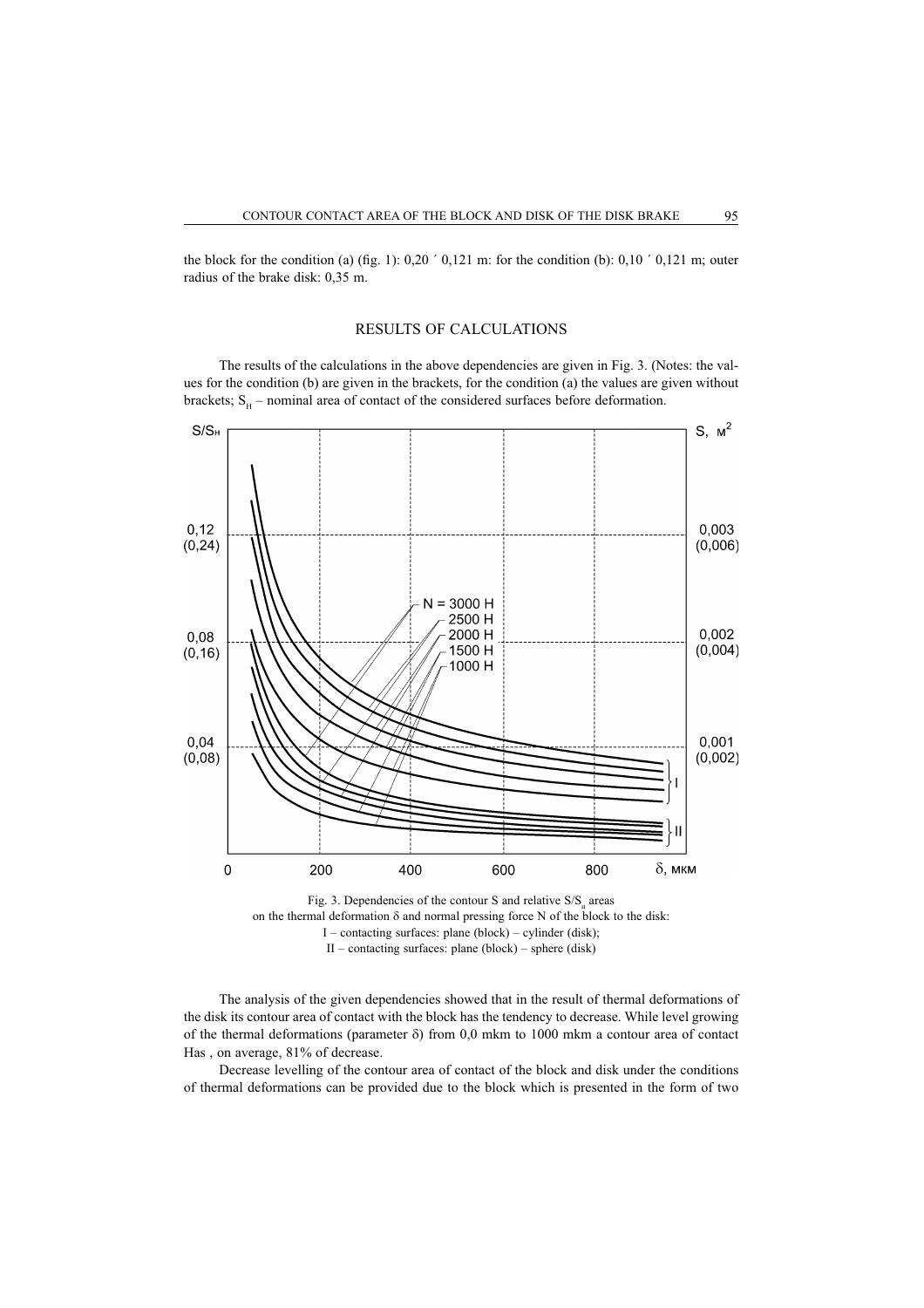the block for the condition (a) (fig. 1): 0,20 ´ 0,121 m: for the condition (b): 0,10 ´ 0,121 m; outer radius of the brake disk: 0,35 m.

## RESULTS OF CALCULATIONS

The results of the calculations in the above dependencies are given in Fig. 3. (Notes: the values for the condition (b) are given in the brackets, for the condition (a) the values are given without brackets; $S_{H}$ – nominal area of contact of the considered surfaces before deformation.

S/Sн

S, м²

0,12
(0,24)

0,08
(0,16)

0,04
(0,08)

0,003
(0,006)

0,002
(0,004)

0,001
(0,002)

N = 3000 H
2500 H
2000 H
1500 H
1000 H

I

II

0
200
400
600
800
δ, мкм

Fig. 3. Dependencies of the contour S and relative $S/S_{н}$ areas on the thermal deformation δ and normal pressing force N of the block to the disk:
I – contacting surfaces: plane (block) – cylinder (disk);
II – contacting surfaces: plane (block) – sphere (disk)

The analysis of the given dependencies showed that in the result of thermal deformations of the disk its contour area of contact with the block has the tendency to decrease. While level growing of the thermal deformations (parameter δ) from 0,0 mkm to 1000 mkm a contour area of contact Has , on average, 81% of decrease.

Decrease levelling of the contour area of contact of the block and disk under the conditions of thermal deformations can be provided due to the block which is presented in the form of two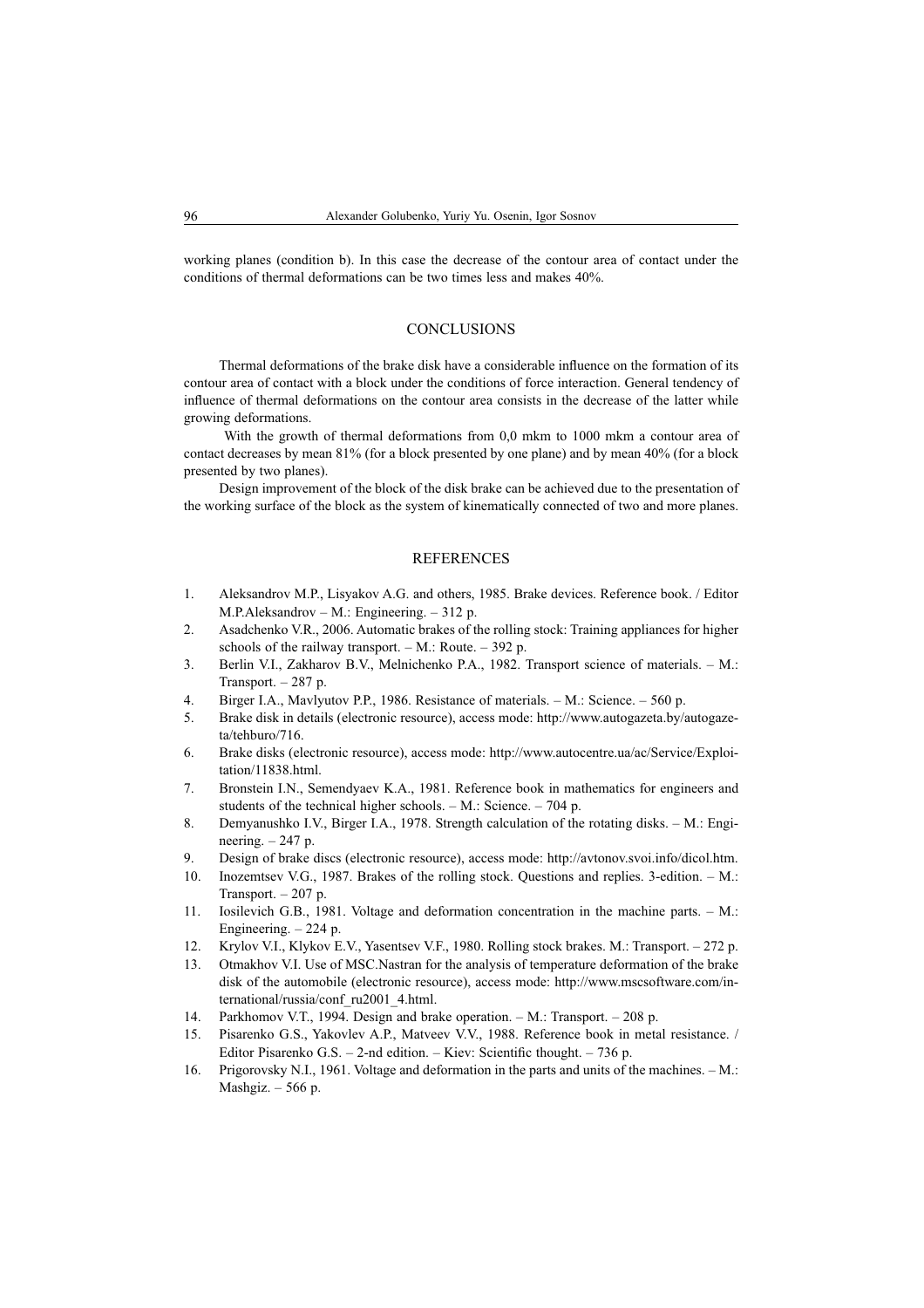working planes (condition b). In this case the decrease of the contour area of contact under the conditions of thermal deformations can be two times less and makes 40%.

## CONCLUSIONS

Thermal deformations of the brake disk have a considerable influence on the formation of its contour area of contact with a block under the conditions of force interaction. General tendency of influence of thermal deformations on the contour area consists in the decrease of the latter while growing deformations.

With the growth of thermal deformations from 0,0 mkm to 1000 mkm a contour area of contact decreases by mean 81% (for a block presented by one plane) and by mean 40% (for a block presented by two planes).

Design improvement of the block of the disk brake can be achieved due to the presentation of the working surface of the block as the system of kinematically connected of two and more planes.

## REFERENCES

1. Aleksandrov M.P., Lisyakov A.G. and others, 1985. Brake devices. Reference book. / Editor M.P.Aleksandrov – M.: Engineering. – 312 p.
2. Asadchenko V.R., 2006. Automatic brakes of the rolling stock: Training appliances for higher schools of the railway transport. – M.: Route. – 392 p.
3. Berlin V.I., Zakharov B.V., Melnichenko P.A., 1982. Transport science of materials. – M.: Transport. – 287 p.
4. Birger I.A., Mavlyutov P.P., 1986. Resistance of materials. – M.: Science. – 560 p.
5. Brake disk in details (electronic resource), access mode: http://www.autogazeta.by/autogazeta/tehburo/716.
6. Brake disks (electronic resource), access mode: http://www.autocentre.ua/ac/Service/Exploitation/11838.html.
7. Bronstein I.N., Semendyaev K.A., 1981. Reference book in mathematics for engineers and students of the technical higher schools. – M.: Science. – 704 p.
8. Demyanushko I.V., Birger I.A., 1978. Strength calculation of the rotating disks. – M.: Engineering. – 247 p.
9. Design of brake discs (electronic resource), access mode: http://avtonov.svoi.info/dicol.htm.
10. Inozemtsev V.G., 1987. Brakes of the rolling stock. Questions and replies. 3-edition. – M.: Transport. – 207 p.
11. Iosilevich G.B., 1981. Voltage and deformation concentration in the machine parts. – M.: Engineering. – 224 p.
12. Krylov V.I., Klykov E.V., Yasentsev V.F., 1980. Rolling stock brakes. M.: Transport. – 272 p.
13. Otmakhov V.I. Use of MSC.Nastran for the analysis of temperature deformation of the brake disk of the automobile (electronic resource), access mode: http://www.mscsoftware.com/international/russia/conf_ru2001_4.html.
14. Parkhomov V.T., 1994. Design and brake operation. – M.: Transport. – 208 p.
15. Pisarenko G.S., Yakovlev A.P., Matveev V.V., 1988. Reference book in metal resistance. / Editor Pisarenko G.S. – 2-nd edition. – Kiev: Scientific thought. – 736 p.
16. Prigorovsky N.I., 1961. Voltage and deformation in the parts and units of the machines. – M.: Mashgiz. – 566 p.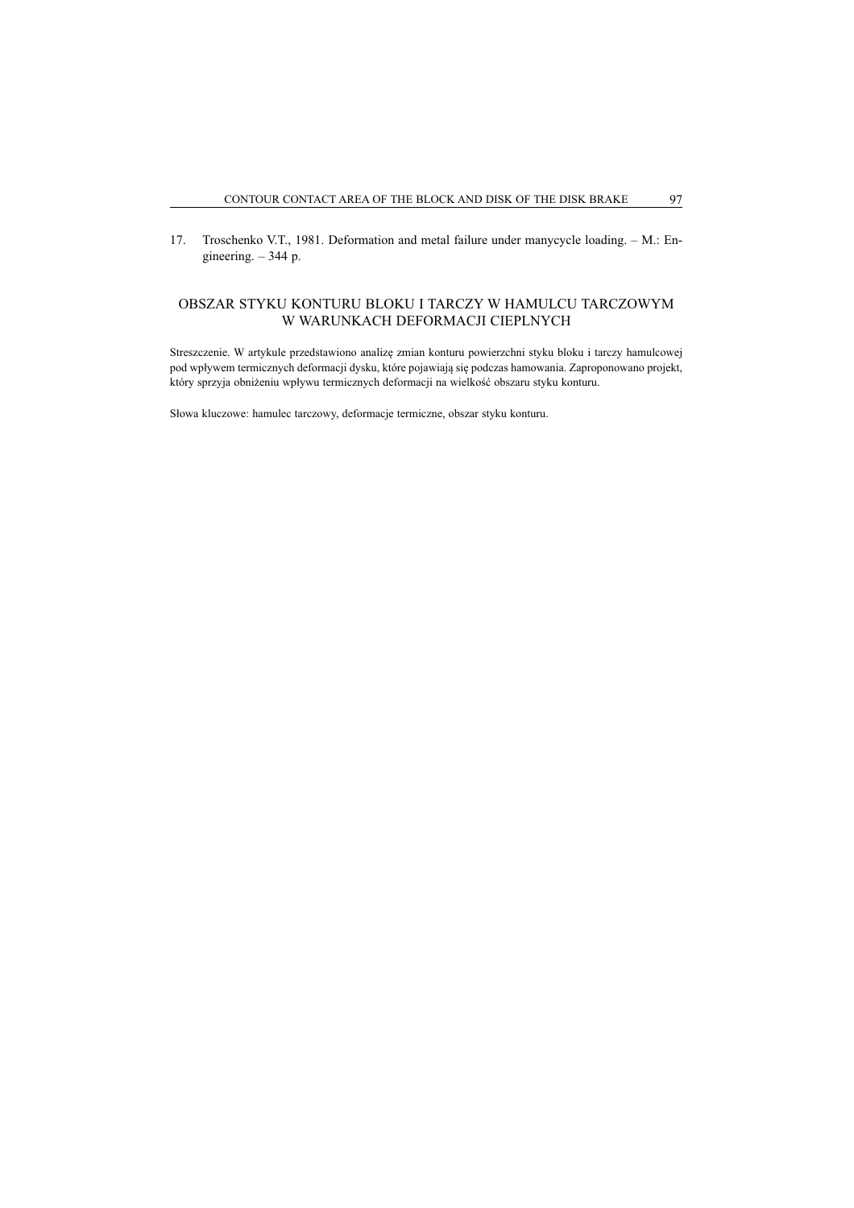17. Troschenko V.T., 1981. Deformation and metal failure under manycycle loading. – M.: Engineering. – 344 p.

## OBSZAR STYKU KONTURU BLOKU I TARCZY W HAMULCU TARCZOWYM W WARUNKACH DEFORMACJI CIEPLNYCH

Streszczenie. W artykule przedstawiono analizę zmian konturu powierzchni styku bloku i tarczy hamulcowej pod wpływem termicznych deformacji dysku, które pojawiają się podczas hamowania. Zaproponowano projekt, który sprzyja obniżeniu wpływu termicznych deformacji na wielkość obszaru styku konturu.

Słowa kluczowe: hamulec tarczowy, deformacje termiczne, obszar styku konturu.